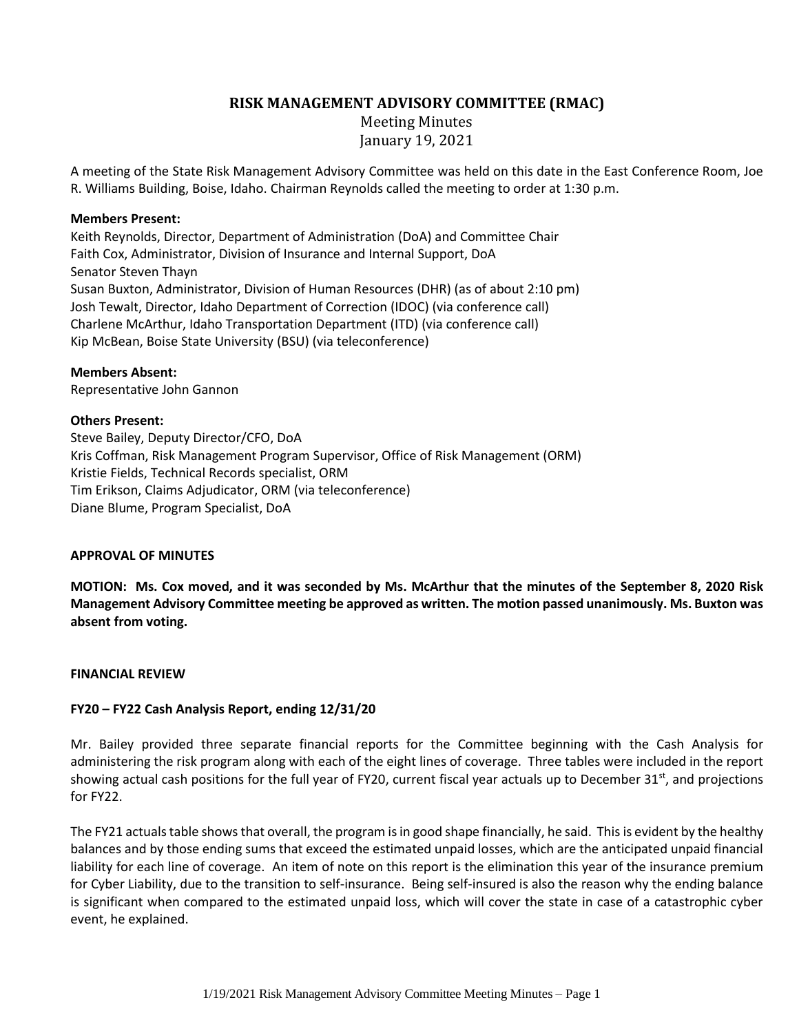# RISK MANAGEMENT ADVISORY COMMITTEE (RMAC)

Meeting Minutes
January 19, 2021

A meeting of the State Risk Management Advisory Committee was held on this date in the East Conference Room, Joe R. Williams Building, Boise, Idaho. Chairman Reynolds called the meeting to order at 1:30 p.m.

**Members Present:**
Keith Reynolds, Director, Department of Administration (DoA) and Committee Chair
Faith Cox, Administrator, Division of Insurance and Internal Support, DoA
Senator Steven Thayn
Susan Buxton, Administrator, Division of Human Resources (DHR) (as of about 2:10 pm)
Josh Tewalt, Director, Idaho Department of Correction (IDOC) (via conference call)
Charlene McArthur, Idaho Transportation Department (ITD) (via conference call)
Kip McBean, Boise State University (BSU) (via teleconference)

**Members Absent:**
Representative John Gannon

**Others Present:**
Steve Bailey, Deputy Director/CFO, DoA
Kris Coffman, Risk Management Program Supervisor, Office of Risk Management (ORM)
Kristie Fields, Technical Records specialist, ORM
Tim Erikson, Claims Adjudicator, ORM (via teleconference)
Diane Blume, Program Specialist, DoA

**APPROVAL OF MINUTES**

**MOTION: Ms. Cox moved, and it was seconded by Ms. McArthur that the minutes of the September 8, 2020 Risk Management Advisory Committee meeting be approved as written. The motion passed unanimously. Ms. Buxton was absent from voting.**

**FINANCIAL REVIEW**

**FY20 – FY22 Cash Analysis Report, ending 12/31/20**

Mr. Bailey provided three separate financial reports for the Committee beginning with the Cash Analysis for administering the risk program along with each of the eight lines of coverage. Three tables were included in the report showing actual cash positions for the full year of FY20, current fiscal year actuals up to December 31st, and projections for FY22.

The FY21 actuals table shows that overall, the program is in good shape financially, he said. This is evident by the healthy balances and by those ending sums that exceed the estimated unpaid losses, which are the anticipated unpaid financial liability for each line of coverage. An item of note on this report is the elimination this year of the insurance premium for Cyber Liability, due to the transition to self-insurance. Being self-insured is also the reason why the ending balance is significant when compared to the estimated unpaid loss, which will cover the state in case of a catastrophic cyber event, he explained.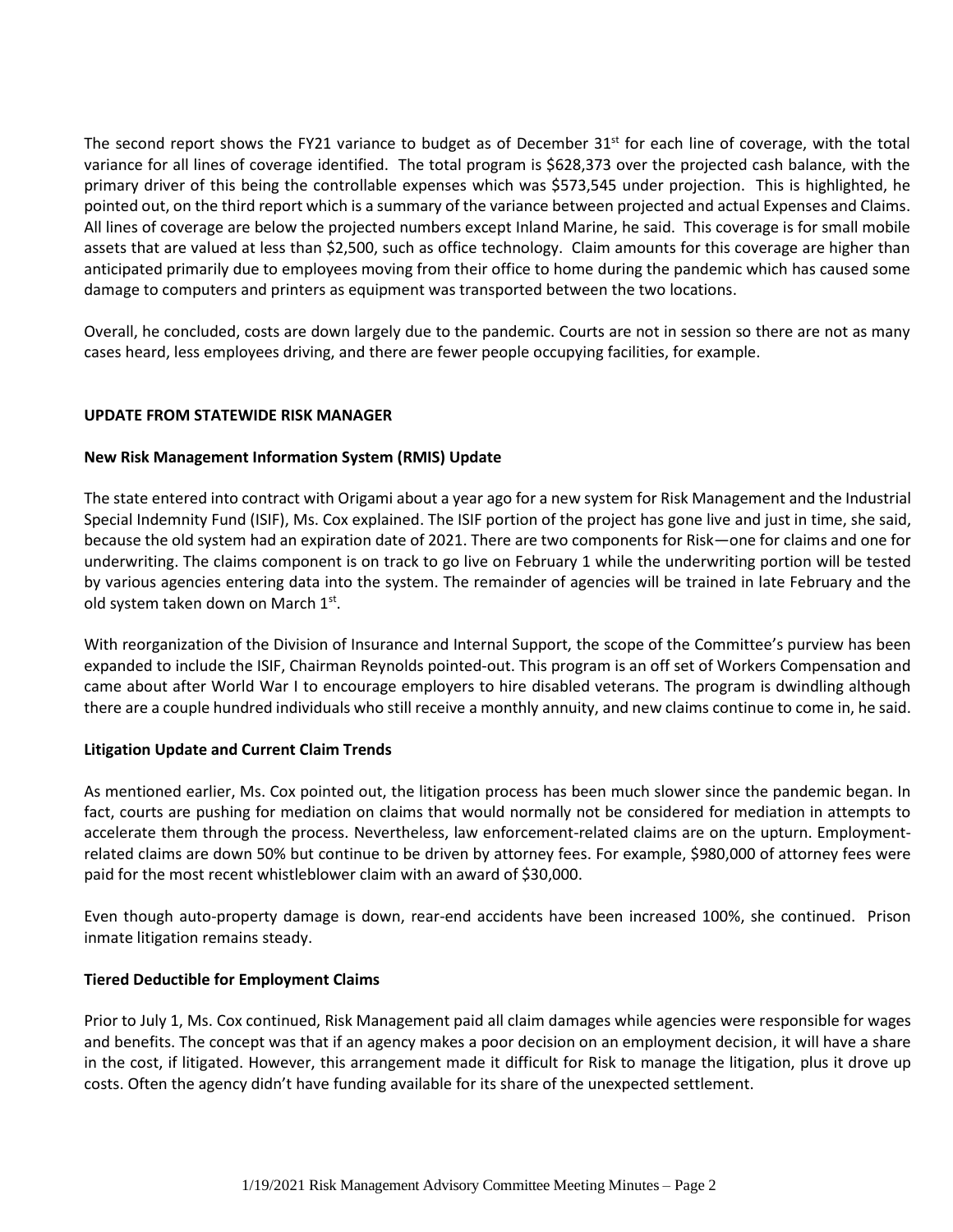The second report shows the FY21 variance to budget as of December 31st for each line of coverage, with the total variance for all lines of coverage identified. The total program is $628,373 over the projected cash balance, with the primary driver of this being the controllable expenses which was $573,545 under projection. This is highlighted, he pointed out, on the third report which is a summary of the variance between projected and actual Expenses and Claims. All lines of coverage are below the projected numbers except Inland Marine, he said. This coverage is for small mobile assets that are valued at less than $2,500, such as office technology. Claim amounts for this coverage are higher than anticipated primarily due to employees moving from their office to home during the pandemic which has caused some damage to computers and printers as equipment was transported between the two locations.

Overall, he concluded, costs are down largely due to the pandemic. Courts are not in session so there are not as many cases heard, less employees driving, and there are fewer people occupying facilities, for example.

**UPDATE FROM STATEWIDE RISK MANAGER**

**New Risk Management Information System (RMIS) Update**

The state entered into contract with Origami about a year ago for a new system for Risk Management and the Industrial Special Indemnity Fund (ISIF), Ms. Cox explained. The ISIF portion of the project has gone live and just in time, she said, because the old system had an expiration date of 2021. There are two components for Risk—one for claims and one for underwriting. The claims component is on track to go live on February 1 while the underwriting portion will be tested by various agencies entering data into the system. The remainder of agencies will be trained in late February and the old system taken down on March 1st.

With reorganization of the Division of Insurance and Internal Support, the scope of the Committee's purview has been expanded to include the ISIF, Chairman Reynolds pointed-out. This program is an off set of Workers Compensation and came about after World War I to encourage employers to hire disabled veterans. The program is dwindling although there are a couple hundred individuals who still receive a monthly annuity, and new claims continue to come in, he said.

**Litigation Update and Current Claim Trends**

As mentioned earlier, Ms. Cox pointed out, the litigation process has been much slower since the pandemic began. In fact, courts are pushing for mediation on claims that would normally not be considered for mediation in attempts to accelerate them through the process. Nevertheless, law enforcement-related claims are on the upturn. Employment-related claims are down 50% but continue to be driven by attorney fees. For example, $980,000 of attorney fees were paid for the most recent whistleblower claim with an award of $30,000.

Even though auto-property damage is down, rear-end accidents have been increased 100%, she continued. Prison inmate litigation remains steady.

**Tiered Deductible for Employment Claims**

Prior to July 1, Ms. Cox continued, Risk Management paid all claim damages while agencies were responsible for wages and benefits. The concept was that if an agency makes a poor decision on an employment decision, it will have a share in the cost, if litigated. However, this arrangement made it difficult for Risk to manage the litigation, plus it drove up costs. Often the agency didn't have funding available for its share of the unexpected settlement.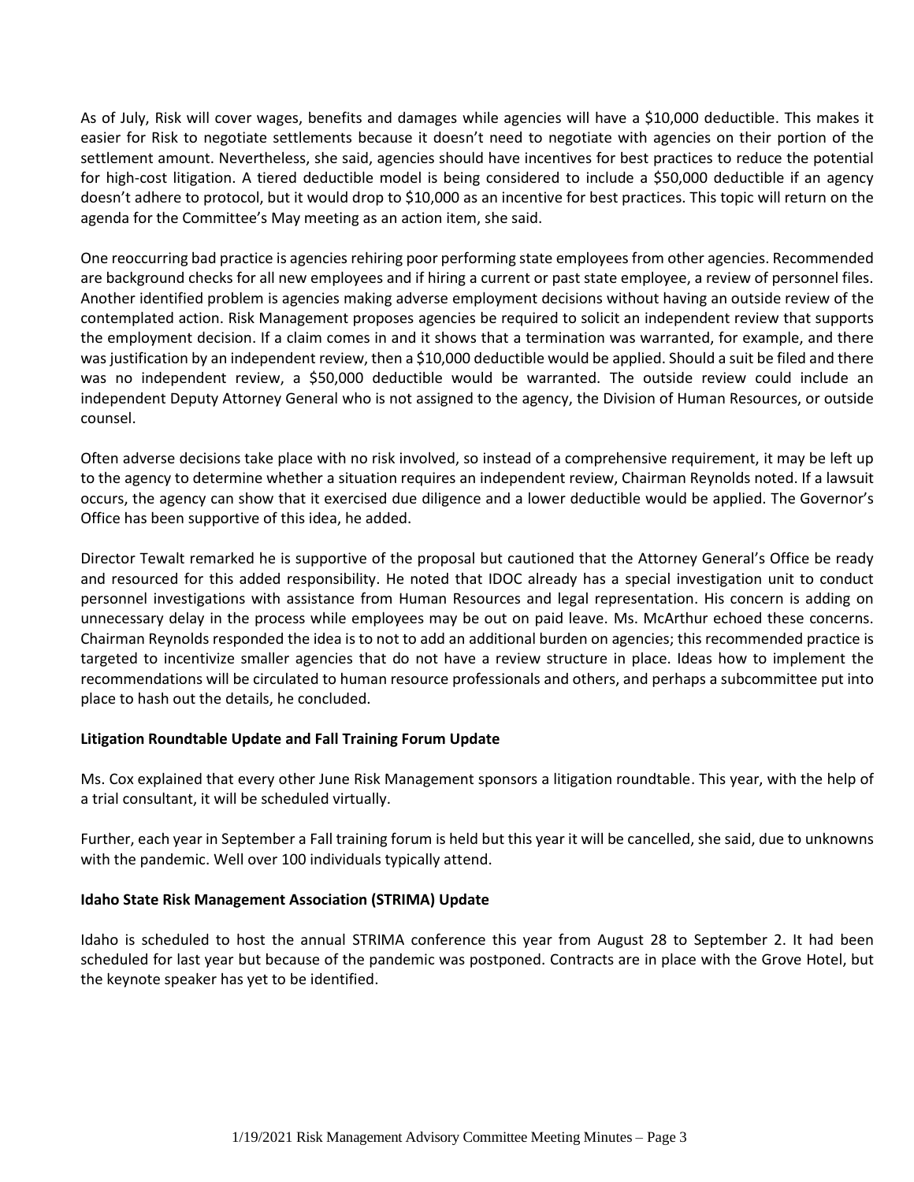As of July, Risk will cover wages, benefits and damages while agencies will have a $10,000 deductible. This makes it easier for Risk to negotiate settlements because it doesn't need to negotiate with agencies on their portion of the settlement amount. Nevertheless, she said, agencies should have incentives for best practices to reduce the potential for high-cost litigation. A tiered deductible model is being considered to include a $50,000 deductible if an agency doesn't adhere to protocol, but it would drop to $10,000 as an incentive for best practices. This topic will return on the agenda for the Committee's May meeting as an action item, she said.

One reoccurring bad practice is agencies rehiring poor performing state employees from other agencies. Recommended are background checks for all new employees and if hiring a current or past state employee, a review of personnel files. Another identified problem is agencies making adverse employment decisions without having an outside review of the contemplated action. Risk Management proposes agencies be required to solicit an independent review that supports the employment decision. If a claim comes in and it shows that a termination was warranted, for example, and there was justification by an independent review, then a $10,000 deductible would be applied. Should a suit be filed and there was no independent review, a $50,000 deductible would be warranted. The outside review could include an independent Deputy Attorney General who is not assigned to the agency, the Division of Human Resources, or outside counsel.

Often adverse decisions take place with no risk involved, so instead of a comprehensive requirement, it may be left up to the agency to determine whether a situation requires an independent review, Chairman Reynolds noted. If a lawsuit occurs, the agency can show that it exercised due diligence and a lower deductible would be applied. The Governor's Office has been supportive of this idea, he added.

Director Tewalt remarked he is supportive of the proposal but cautioned that the Attorney General's Office be ready and resourced for this added responsibility. He noted that IDOC already has a special investigation unit to conduct personnel investigations with assistance from Human Resources and legal representation. His concern is adding on unnecessary delay in the process while employees may be out on paid leave. Ms. McArthur echoed these concerns. Chairman Reynolds responded the idea is to not to add an additional burden on agencies; this recommended practice is targeted to incentivize smaller agencies that do not have a review structure in place. Ideas how to implement the recommendations will be circulated to human resource professionals and others, and perhaps a subcommittee put into place to hash out the details, he concluded.

**Litigation Roundtable Update and Fall Training Forum Update**

Ms. Cox explained that every other June Risk Management sponsors a litigation roundtable. This year, with the help of a trial consultant, it will be scheduled virtually.

Further, each year in September a Fall training forum is held but this year it will be cancelled, she said, due to unknowns with the pandemic. Well over 100 individuals typically attend.

**Idaho State Risk Management Association (STRIMA) Update**

Idaho is scheduled to host the annual STRIMA conference this year from August 28 to September 2. It had been scheduled for last year but because of the pandemic was postponed. Contracts are in place with the Grove Hotel, but the keynote speaker has yet to be identified.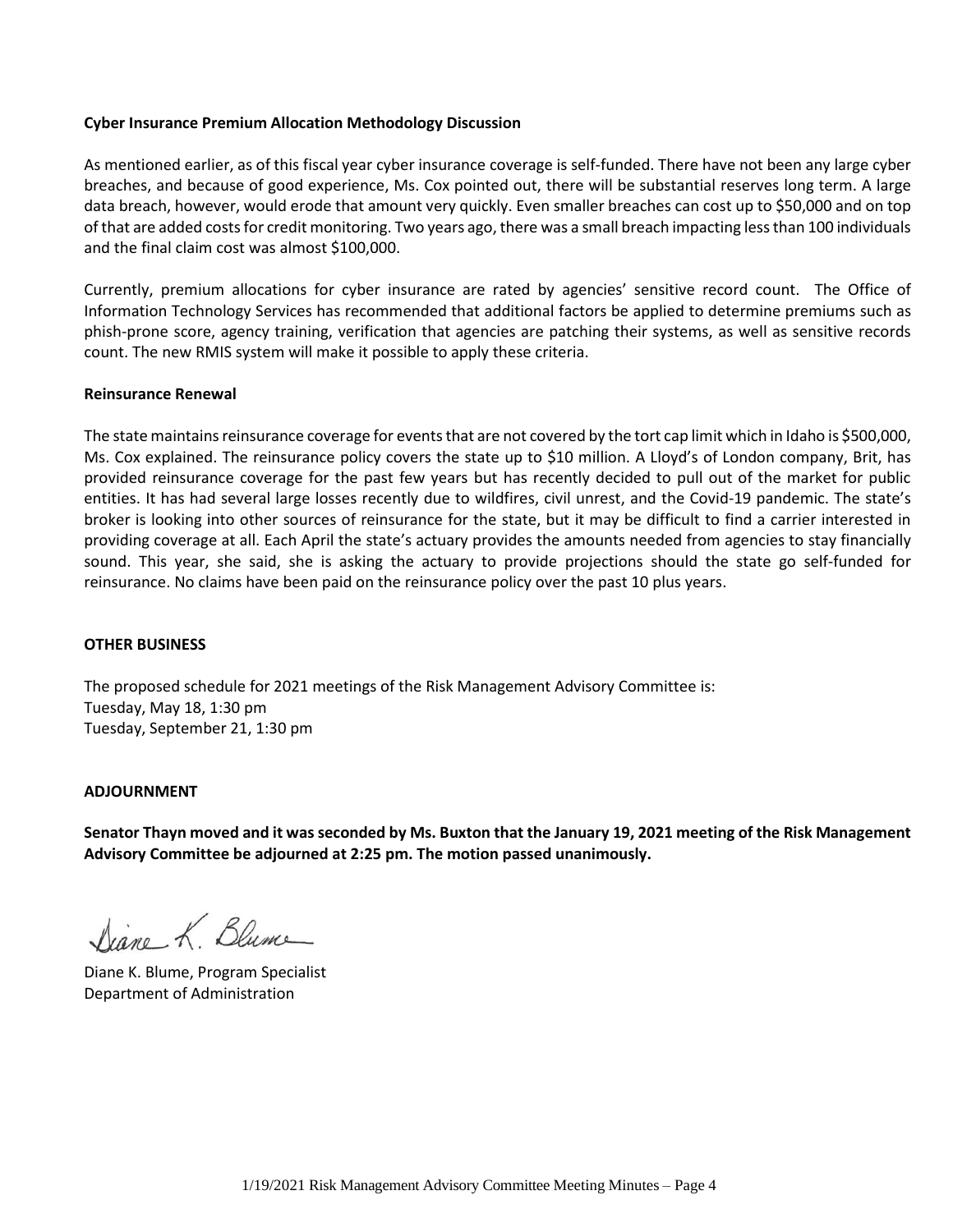**Cyber Insurance Premium Allocation Methodology Discussion**

As mentioned earlier, as of this fiscal year cyber insurance coverage is self-funded. There have not been any large cyber breaches, and because of good experience, Ms. Cox pointed out, there will be substantial reserves long term. A large data breach, however, would erode that amount very quickly. Even smaller breaches can cost up to $50,000 and on top of that are added costs for credit monitoring. Two years ago, there was a small breach impacting less than 100 individuals and the final claim cost was almost $100,000.

Currently, premium allocations for cyber insurance are rated by agencies' sensitive record count. The Office of Information Technology Services has recommended that additional factors be applied to determine premiums such as phish-prone score, agency training, verification that agencies are patching their systems, as well as sensitive records count. The new RMIS system will make it possible to apply these criteria.

**Reinsurance Renewal**

The state maintains reinsurance coverage for events that are not covered by the tort cap limit which in Idaho is $500,000, Ms. Cox explained. The reinsurance policy covers the state up to $10 million. A Lloyd's of London company, Brit, has provided reinsurance coverage for the past few years but has recently decided to pull out of the market for public entities. It has had several large losses recently due to wildfires, civil unrest, and the Covid-19 pandemic. The state's broker is looking into other sources of reinsurance for the state, but it may be difficult to find a carrier interested in providing coverage at all. Each April the state's actuary provides the amounts needed from agencies to stay financially sound. This year, she said, she is asking the actuary to provide projections should the state go self-funded for reinsurance. No claims have been paid on the reinsurance policy over the past 10 plus years.

**OTHER BUSINESS**

The proposed schedule for 2021 meetings of the Risk Management Advisory Committee is:
Tuesday, May 18, 1:30 pm
Tuesday, September 21, 1:30 pm

**ADJOURNMENT**

**Senator Thayn moved and it was seconded by Ms. Buxton that the January 19, 2021 meeting of the Risk Management Advisory Committee be adjourned at 2:25 pm. The motion passed unanimously.**

Diane K. Blume

Diane K. Blume, Program Specialist
Department of Administration